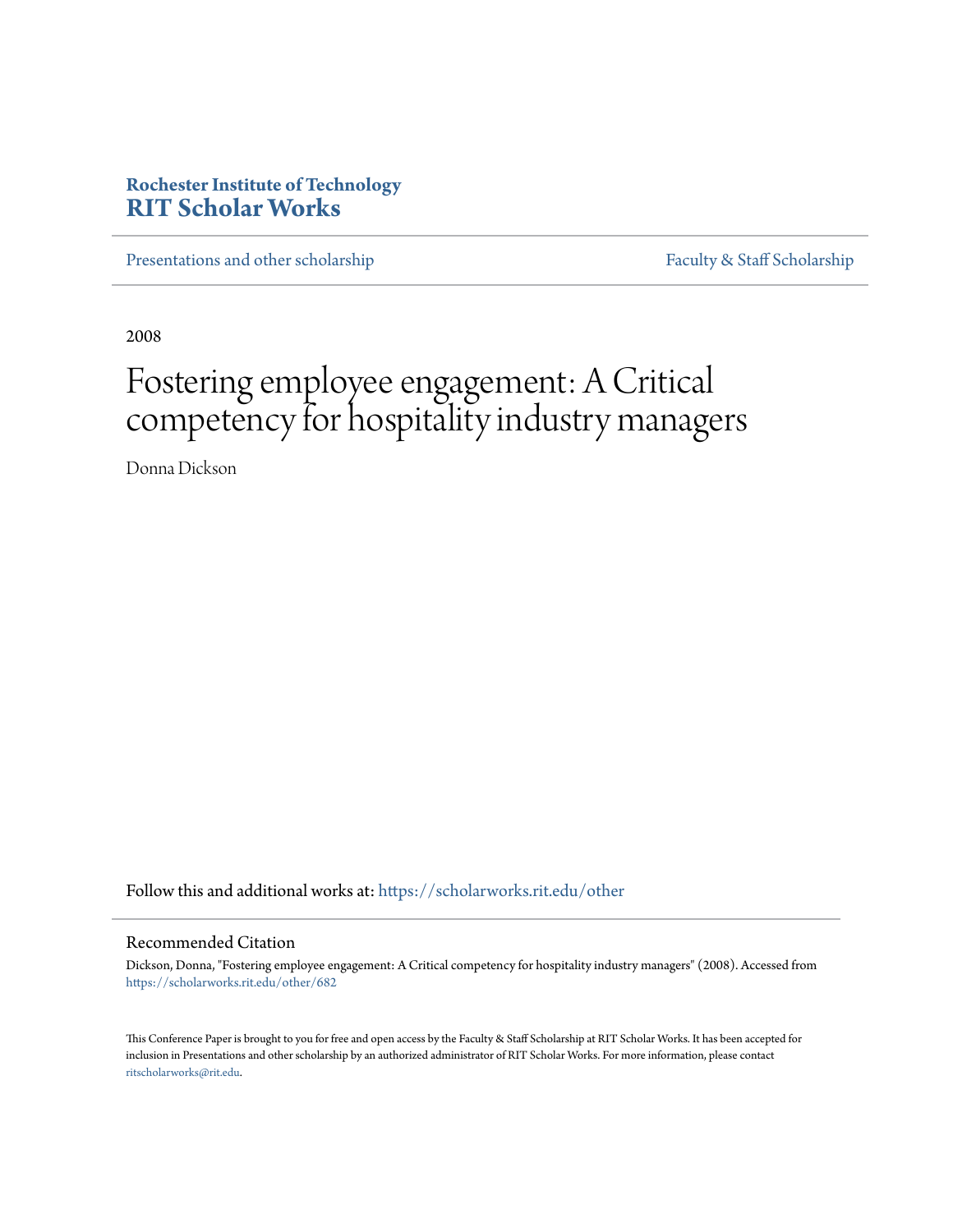**Rochester Institute of Technology**
**RIT Scholar Works**

Presentations and other scholarship | Faculty & Staff Scholarship

2008

# Fostering employee engagement: A Critical competency for hospitality industry managers

Donna Dickson

Follow this and additional works at: https://scholarworks.rit.edu/other

## Recommended Citation

Dickson, Donna, "Fostering employee engagement: A Critical competency for hospitality industry managers" (2008). Accessed from https://scholarworks.rit.edu/other/682

This Conference Paper is brought to you for free and open access by the Faculty & Staff Scholarship at RIT Scholar Works. It has been accepted for inclusion in Presentations and other scholarship by an authorized administrator of RIT Scholar Works. For more information, please contact ritscholarworks@rit.edu.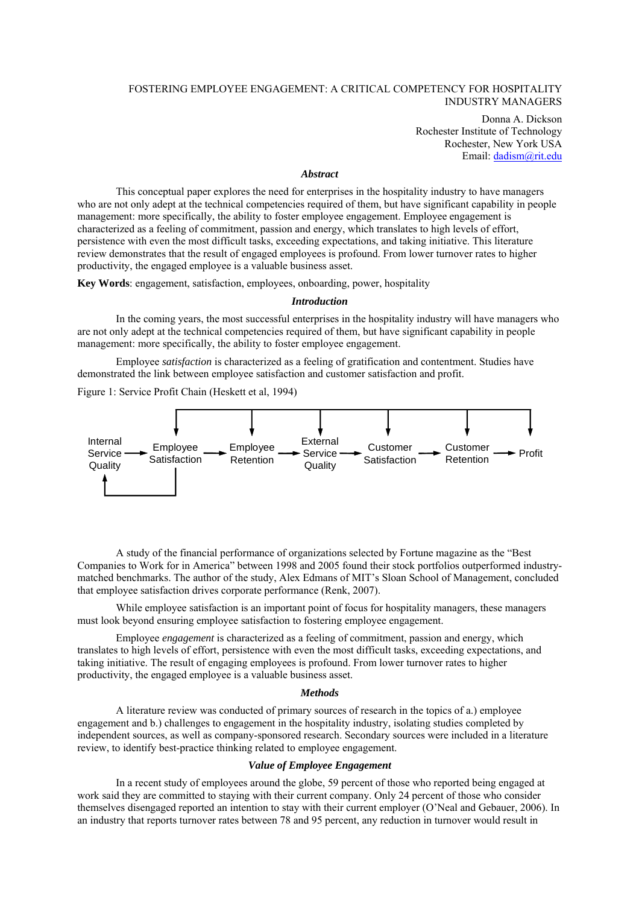FOSTERING EMPLOYEE ENGAGEMENT: A CRITICAL COMPETENCY FOR HOSPITALITY INDUSTRY MANAGERS

Donna A. Dickson
Rochester Institute of Technology
Rochester, New York USA
Email: dadism@rit.edu

### *Abstract*

This conceptual paper explores the need for enterprises in the hospitality industry to have managers who are not only adept at the technical competencies required of them, but have significant capability in people management: more specifically, the ability to foster employee engagement. Employee engagement is characterized as a feeling of commitment, passion and energy, which translates to high levels of effort, persistence with even the most difficult tasks, exceeding expectations, and taking initiative. This literature review demonstrates that the result of engaged employees is profound. From lower turnover rates to higher productivity, the engaged employee is a valuable business asset.

**Key Words**: engagement, satisfaction, employees, onboarding, power, hospitality

### *Introduction*

In the coming years, the most successful enterprises in the hospitality industry will have managers who are not only adept at the technical competencies required of them, but have significant capability in people management: more specifically, the ability to foster employee engagement.

Employee *satisfaction* is characterized as a feeling of gratification and contentment. Studies have demonstrated the link between employee satisfaction and customer satisfaction and profit.

Figure 1: Service Profit Chain (Heskett et al, 1994)

Internal Service Quality → Employee Satisfaction → Employee Retention → External Service Quality → Customer Satisfaction → Customer Retention → Profit

A study of the financial performance of organizations selected by Fortune magazine as the "Best Companies to Work for in America" between 1998 and 2005 found their stock portfolios outperformed industry-matched benchmarks. The author of the study, Alex Edmans of MIT's Sloan School of Management, concluded that employee satisfaction drives corporate performance (Renk, 2007).

While employee satisfaction is an important point of focus for hospitality managers, these managers must look beyond ensuring employee satisfaction to fostering employee engagement.

Employee *engagement* is characterized as a feeling of commitment, passion and energy, which translates to high levels of effort, persistence with even the most difficult tasks, exceeding expectations, and taking initiative. The result of engaging employees is profound. From lower turnover rates to higher productivity, the engaged employee is a valuable business asset.

### *Methods*

A literature review was conducted of primary sources of research in the topics of a.) employee engagement and b.) challenges to engagement in the hospitality industry, isolating studies completed by independent sources, as well as company-sponsored research. Secondary sources were included in a literature review, to identify best-practice thinking related to employee engagement.

### *Value of Employee Engagement*

In a recent study of employees around the globe, 59 percent of those who reported being engaged at work said they are committed to staying with their current company. Only 24 percent of those who consider themselves disengaged reported an intention to stay with their current employer (O'Neal and Gebauer, 2006). In an industry that reports turnover rates between 78 and 95 percent, any reduction in turnover would result in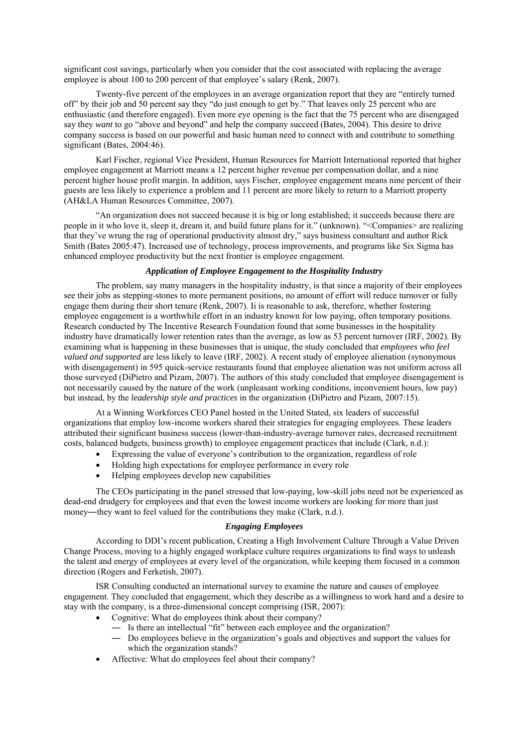significant cost savings, particularly when you consider that the cost associated with replacing the average employee is about 100 to 200 percent of that employee's salary (Renk, 2007).

Twenty-five percent of the employees in an average organization report that they are "entirely turned off" by their job and 50 percent say they "do just enough to get by." That leaves only 25 percent who are enthusiastic (and therefore engaged). Even more eye opening is the fact that the 75 percent who are disengaged say they *want* to go "above and beyond" and help the company succeed (Bates, 2004). This desire to drive company success is based on our powerful and basic human need to connect with and contribute to something significant (Bates, 2004:46).

Karl Fischer, regional Vice President, Human Resources for Marriott International reported that higher employee engagement at Marriott means a 12 percent higher revenue per compensation dollar, and a nine percent higher house profit margin. In addition, says Fischer, employee engagement means nine percent of their guests are less likely to experience a problem and 11 percent are more likely to return to a Marriott property (AH&LA Human Resources Committee, 2007).

"An organization does not succeed because it is big or long established; it succeeds because there are people in it who love it, sleep it, dream it, and build future plans for it." (unknown). "<Companies> are realizing that they've wrung the rag of operational productivity almost dry," says business consultant and author Rick Smith (Bates 2005:47). Increased use of technology, process improvements, and programs like Six Sigma has enhanced employee productivity but the next frontier is employee engagement.

### *Application of Employee Engagement to the Hospitality Industry*

The problem, say many managers in the hospitality industry, is that since a majority of their employees see their jobs as stepping-stones to more permanent positions, no amount of effort will reduce turnover or fully engage them during their short tenure (Renk, 2007). Ii is reasonable to ask, therefore, whether fostering employee engagement is a worthwhile effort in an industry known for low paying, often temporary positions. Research conducted by The Incentive Research Foundation found that some businesses in the hospitality industry have dramatically lower retention rates than the average, as low as 53 percent turnover (IRF, 2002). By examining what is happening in these businesses that is unique, the study concluded that *employees who feel valued and supported* are less likely to leave (IRF, 2002). A recent study of employee alienation (synonymous with disengagement) in 595 quick-service restaurants found that employee alienation was not uniform across all those surveyed (DiPietro and Pizam, 2007). The authors of this study concluded that employee disengagement is not necessarily caused by the nature of the work (unpleasant working conditions, inconvenient hours, low pay) but instead, by the *leadership style and practices* in the organization (DiPietro and Pizam, 2007:15).

At a Winning Workforces CEO Panel hosted in the United Stated, six leaders of successful organizations that employ low-income workers shared their strategies for engaging employees. These leaders attributed their significant business success (lower-than-industry-average turnover rates, decreased recruitment costs, balanced budgets, business growth) to employee engagement practices that include (Clark, n.d.):

- Expressing the value of everyone's contribution to the organization, regardless of role
- Holding high expectations for employee performance in every role
- Helping employees develop new capabilities

The CEOs participating in the panel stressed that low-paying, low-skill jobs need not be experienced as dead-end drudgery for employees and that even the lowest income workers are looking for more than just money―they want to feel valued for the contributions they make (Clark, n.d.).

### *Engaging Employees*

According to DDI's recent publication, Creating a High Involvement Culture Through a Value Driven Change Process, moving to a highly engaged workplace culture requires organizations to find ways to unleash the talent and energy of employees at every level of the organization, while keeping them focused in a common direction (Rogers and Ferketish, 2007).

ISR Consulting conducted an international survey to examine the nature and causes of employee engagement. They concluded that engagement, which they describe as a willingness to work hard and a desire to stay with the company, is a three-dimensional concept comprising (ISR, 2007):

- Cognitive: What do employees think about their company?
  - ― Is there an intellectual "fit" between each employee and the organization?
  - ― Do employees believe in the organization's goals and objectives and support the values for which the organization stands?
- Affective: What do employees feel about their company?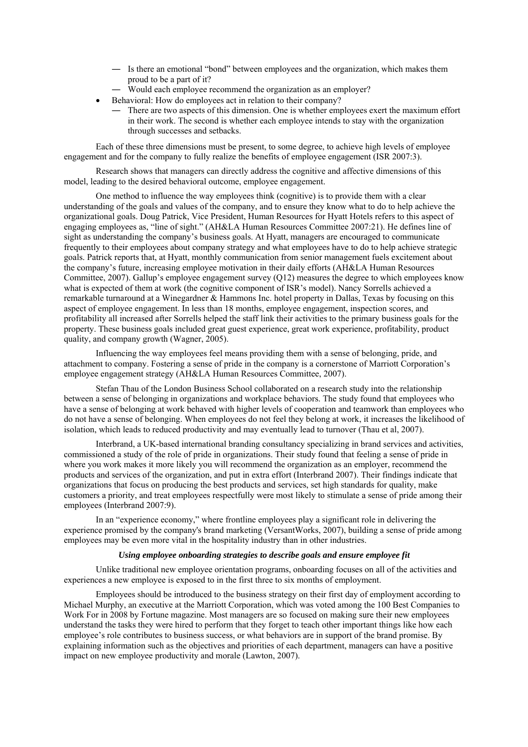- Is there an emotional "bond" between employees and the organization, which makes them proud to be a part of it?
  - Would each employee recommend the organization as an employer?
- Behavioral: How do employees act in relation to their company?
  - There are two aspects of this dimension. One is whether employees exert the maximum effort in their work. The second is whether each employee intends to stay with the organization through successes and setbacks.

Each of these three dimensions must be present, to some degree, to achieve high levels of employee engagement and for the company to fully realize the benefits of employee engagement (ISR 2007:3).

Research shows that managers can directly address the cognitive and affective dimensions of this model, leading to the desired behavioral outcome, employee engagement.

One method to influence the way employees think (cognitive) is to provide them with a clear understanding of the goals and values of the company, and to ensure they know what to do to help achieve the organizational goals. Doug Patrick, Vice President, Human Resources for Hyatt Hotels refers to this aspect of engaging employees as, "line of sight." (AH&LA Human Resources Committee 2007:21). He defines line of sight as understanding the company's business goals. At Hyatt, managers are encouraged to communicate frequently to their employees about company strategy and what employees have to do to help achieve strategic goals. Patrick reports that, at Hyatt, monthly communication from senior management fuels excitement about the company's future, increasing employee motivation in their daily efforts (AH&LA Human Resources Committee, 2007). Gallup's employee engagement survey (Q12) measures the degree to which employees know what is expected of them at work (the cognitive component of ISR's model). Nancy Sorrells achieved a remarkable turnaround at a Winegardner & Hammons Inc. hotel property in Dallas, Texas by focusing on this aspect of employee engagement. In less than 18 months, employee engagement, inspection scores, and profitability all increased after Sorrells helped the staff link their activities to the primary business goals for the property. These business goals included great guest experience, great work experience, profitability, product quality, and company growth (Wagner, 2005).

Influencing the way employees feel means providing them with a sense of belonging, pride, and attachment to company. Fostering a sense of pride in the company is a cornerstone of Marriott Corporation's employee engagement strategy (AH&LA Human Resources Committee, 2007).

Stefan Thau of the London Business School collaborated on a research study into the relationship between a sense of belonging in organizations and workplace behaviors. The study found that employees who have a sense of belonging at work behaved with higher levels of cooperation and teamwork than employees who do not have a sense of belonging. When employees do not feel they belong at work, it increases the likelihood of isolation, which leads to reduced productivity and may eventually lead to turnover (Thau et al, 2007).

Interbrand, a UK-based international branding consultancy specializing in brand services and activities, commissioned a study of the role of pride in organizations. Their study found that feeling a sense of pride in where you work makes it more likely you will recommend the organization as an employer, recommend the products and services of the organization, and put in extra effort (Interbrand 2007). Their findings indicate that organizations that focus on producing the best products and services, set high standards for quality, make customers a priority, and treat employees respectfully were most likely to stimulate a sense of pride among their employees (Interbrand 2007:9).

In an "experience economy," where frontline employees play a significant role in delivering the experience promised by the company's brand marketing (VersantWorks, 2007), building a sense of pride among employees may be even more vital in the hospitality industry than in other industries.

### ***Using employee onboarding strategies to describe goals and ensure employee fit***

Unlike traditional new employee orientation programs, onboarding focuses on all of the activities and experiences a new employee is exposed to in the first three to six months of employment.

Employees should be introduced to the business strategy on their first day of employment according to Michael Murphy, an executive at the Marriott Corporation, which was voted among the 100 Best Companies to Work For in 2008 by Fortune magazine. Most managers are so focused on making sure their new employees understand the tasks they were hired to perform that they forget to teach other important things like how each employee's role contributes to business success, or what behaviors are in support of the brand promise. By explaining information such as the objectives and priorities of each department, managers can have a positive impact on new employee productivity and morale (Lawton, 2007).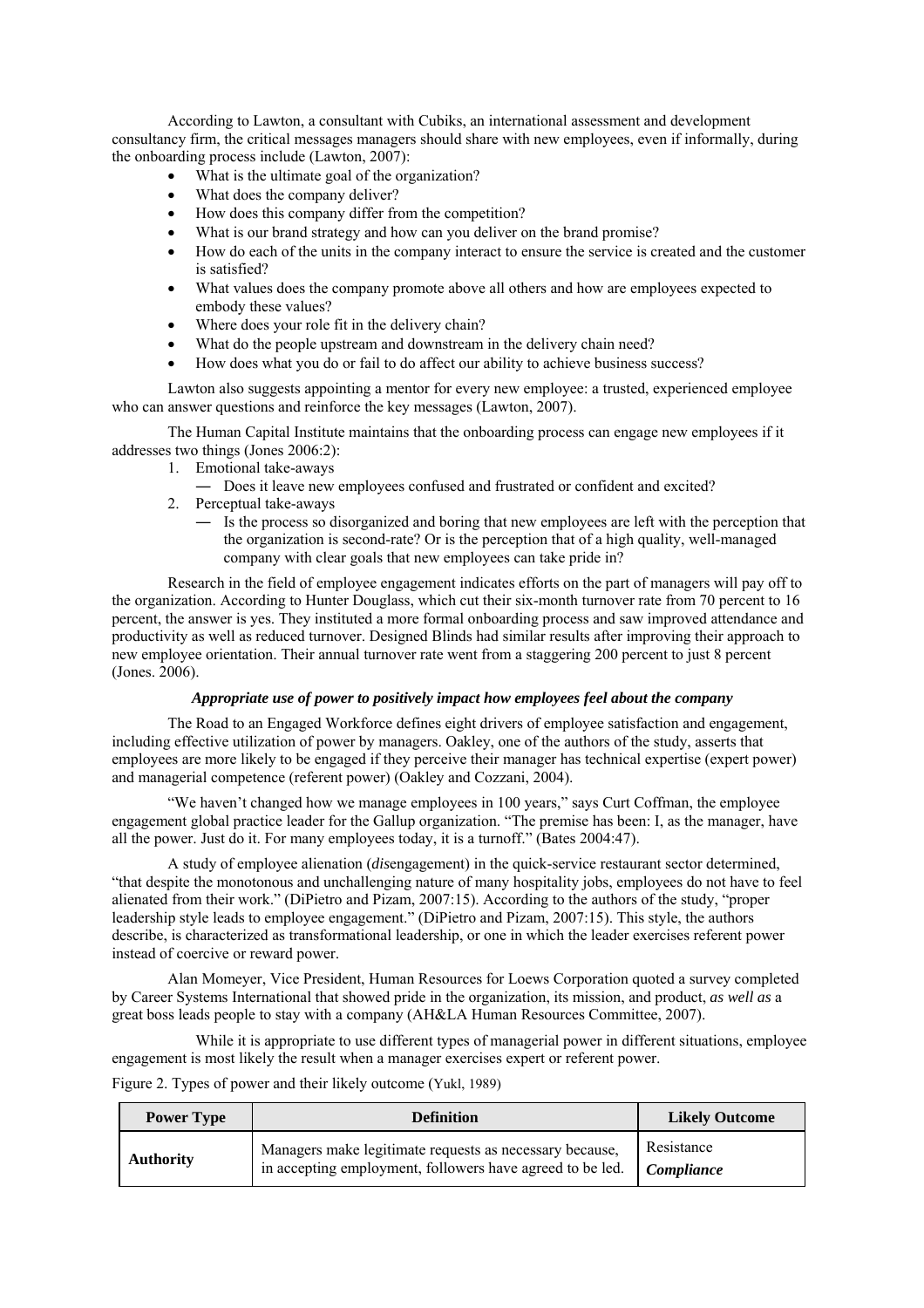According to Lawton, a consultant with Cubiks, an international assessment and development consultancy firm, the critical messages managers should share with new employees, even if informally, during the onboarding process include (Lawton, 2007):

- What is the ultimate goal of the organization?
- What does the company deliver?
- How does this company differ from the competition?
- What is our brand strategy and how can you deliver on the brand promise?
- How do each of the units in the company interact to ensure the service is created and the customer is satisfied?
- What values does the company promote above all others and how are employees expected to embody these values?
- Where does your role fit in the delivery chain?
- What do the people upstream and downstream in the delivery chain need?
- How does what you do or fail to do affect our ability to achieve business success?

Lawton also suggests appointing a mentor for every new employee: a trusted, experienced employee who can answer questions and reinforce the key messages (Lawton, 2007).

The Human Capital Institute maintains that the onboarding process can engage new employees if it addresses two things (Jones 2006:2):

1. Emotional take-aways
   — Does it leave new employees confused and frustrated or confident and excited?
2. Perceptual take-aways
   — Is the process so disorganized and boring that new employees are left with the perception that the organization is second-rate? Or is the perception that of a high quality, well-managed company with clear goals that new employees can take pride in?

Research in the field of employee engagement indicates efforts on the part of managers will pay off to the organization. According to Hunter Douglass, which cut their six-month turnover rate from 70 percent to 16 percent, the answer is yes. They instituted a more formal onboarding process and saw improved attendance and productivity as well as reduced turnover. Designed Blinds had similar results after improving their approach to new employee orientation. Their annual turnover rate went from a staggering 200 percent to just 8 percent (Jones. 2006).

***Appropriate use of power to positively impact how employees feel about the company***

The Road to an Engaged Workforce defines eight drivers of employee satisfaction and engagement, including effective utilization of power by managers. Oakley, one of the authors of the study, asserts that employees are more likely to be engaged if they perceive their manager has technical expertise (expert power) and managerial competence (referent power) (Oakley and Cozzani, 2004).

"We haven't changed how we manage employees in 100 years," says Curt Coffman, the employee engagement global practice leader for the Gallup organization. "The premise has been: I, as the manager, have all the power. Just do it. For many employees today, it is a turnoff." (Bates 2004:47).

A study of employee alienation (*dis*engagement) in the quick-service restaurant sector determined, "that despite the monotonous and unchallenging nature of many hospitality jobs, employees do not have to feel alienated from their work." (DiPietro and Pizam, 2007:15). According to the authors of the study, "proper leadership style leads to employee engagement." (DiPietro and Pizam, 2007:15). This style, the authors describe, is characterized as transformational leadership, or one in which the leader exercises referent power instead of coercive or reward power.

Alan Momeyer, Vice President, Human Resources for Loews Corporation quoted a survey completed by Career Systems International that showed pride in the organization, its mission, and product, *as well as* a great boss leads people to stay with a company (AH&LA Human Resources Committee, 2007).

While it is appropriate to use different types of managerial power in different situations, employee engagement is most likely the result when a manager exercises expert or referent power.

Figure 2. Types of power and their likely outcome (Yukl, 1989)

| Power Type | Definition | Likely Outcome |
|---|---|---|
| **Authority** | Managers make legitimate requests as necessary because, in accepting employment, followers have agreed to be led. | Resistance<br>***Compliance*** |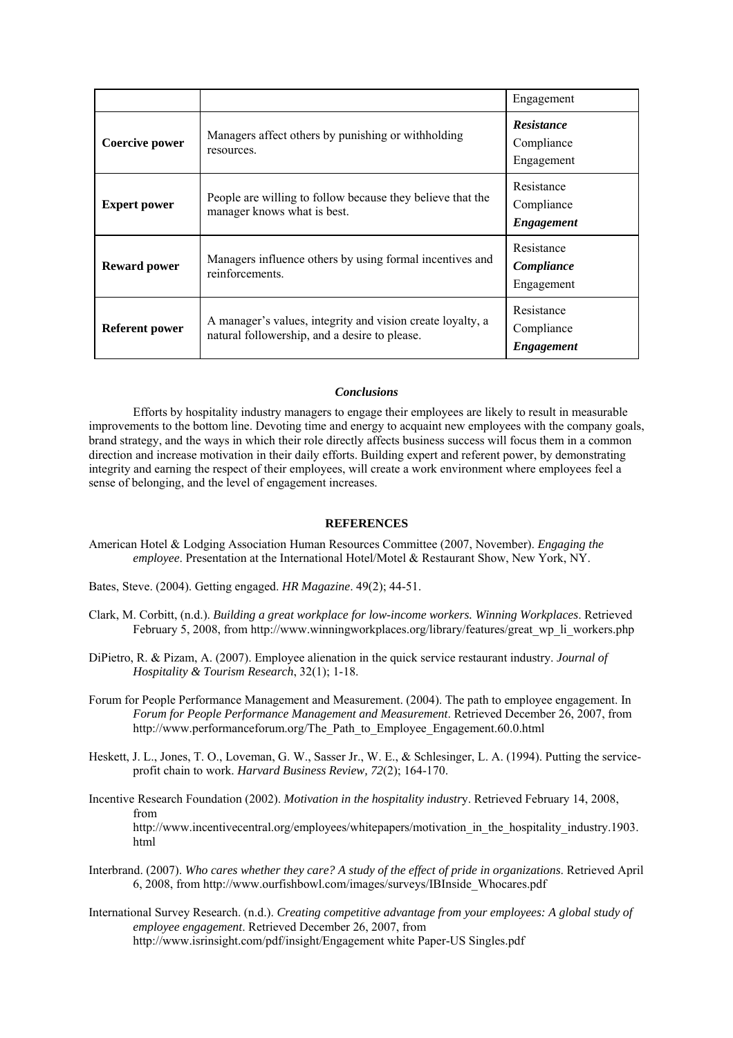| | | Engagement |
|---|---|---|
| **Coercive power** | Managers affect others by punishing or withholding resources. | ***Resistance*** Compliance Engagement |
| **Expert power** | People are willing to follow because they believe that the manager knows what is best. | Resistance Compliance ***Engagement*** |
| **Reward power** | Managers influence others by using formal incentives and reinforcements. | Resistance ***Compliance*** Engagement |
| **Referent power** | A manager's values, integrity and vision create loyalty, a natural followership, and a desire to please. | Resistance Compliance ***Engagement*** |

### *Conclusions*

Efforts by hospitality industry managers to engage their employees are likely to result in measurable improvements to the bottom line. Devoting time and energy to acquaint new employees with the company goals, brand strategy, and the ways in which their role directly affects business success will focus them in a common direction and increase motivation in their daily efforts. Building expert and referent power, by demonstrating integrity and earning the respect of their employees, will create a work environment where employees feel a sense of belonging, and the level of engagement increases.

## REFERENCES

American Hotel & Lodging Association Human Resources Committee (2007, November). *Engaging the employee*. Presentation at the International Hotel/Motel & Restaurant Show, New York, NY.

Bates, Steve. (2004). Getting engaged. *HR Magazine*. 49(2); 44-51.

Clark, M. Corbitt, (n.d.). *Building a great workplace for low-income workers. Winning Workplaces*. Retrieved February 5, 2008, from http://www.winningworkplaces.org/library/features/great_wp_li_workers.php

DiPietro, R. & Pizam, A. (2007). Employee alienation in the quick service restaurant industry. *Journal of Hospitality & Tourism Research*, 32(1); 1-18.

Forum for People Performance Management and Measurement. (2004). The path to employee engagement. In *Forum for People Performance Management and Measurement*. Retrieved December 26, 2007, from http://www.performanceforum.org/The_Path_to_Employee_Engagement.60.0.html

Heskett, J. L., Jones, T. O., Loveman, G. W., Sasser Jr., W. E., & Schlesinger, L. A. (1994). Putting the service-profit chain to work. *Harvard Business Review*, *72*(2); 164-170.

Incentive Research Foundation (2002). *Motivation in the hospitality industry*. Retrieved February 14, 2008, from http://www.incentivecentral.org/employees/whitepapers/motivation_in_the_hospitality_industry.1903.html

Interbrand. (2007). *Who cares whether they care? A study of the effect of pride in organizations*. Retrieved April 6, 2008, from http://www.ourfishbowl.com/images/surveys/IBInside_Whocares.pdf

International Survey Research. (n.d.). *Creating competitive advantage from your employees: A global study of employee engagement*. Retrieved December 26, 2007, from http://www.isrinsight.com/pdf/insight/Engagement white Paper-US Singles.pdf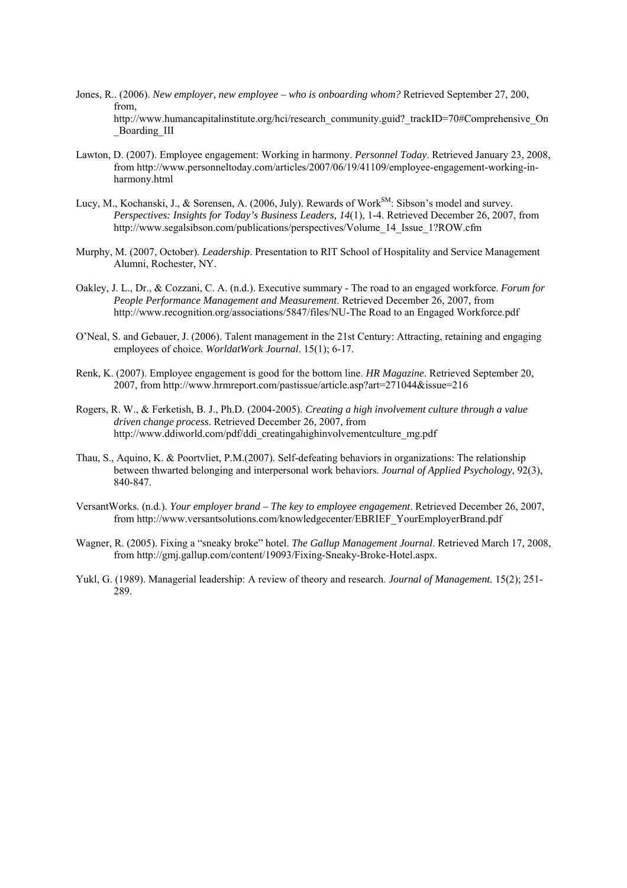Jones, R.. (2006). *New employer, new employee – who is onboarding whom?* Retrieved September 27, 200, from, http://www.humancapitalinstitute.org/hci/research_community.guid?_trackID=70#Comprehensive_On_Boarding_III

Lawton, D. (2007). Employee engagement: Working in harmony. *Personnel Today*. Retrieved January 23, 2008, from http://www.personneltoday.com/articles/2007/06/19/41109/employee-engagement-working-in-harmony.html

Lucy, M., Kochanski, J., & Sorensen, A. (2006, July). Rewards of Work[SM]: Sibson's model and survey. *Perspectives: Insights for Today's Business Leaders, 14*(1), 1-4. Retrieved December 26, 2007, from http://www.segalsibson.com/publications/perspectives/Volume_14_Issue_1?ROW.cfm

Murphy, M. (2007, October). *Leadership*. Presentation to RIT School of Hospitality and Service Management Alumni, Rochester, NY.

Oakley, J. L., Dr., & Cozzani, C. A. (n.d.). Executive summary - The road to an engaged workforce. *Forum for People Performance Management and Measurement*. Retrieved December 26, 2007, from http://www.recognition.org/associations/5847/files/NU-The Road to an Engaged Workforce.pdf

O'Neal, S. and Gebauer, J. (2006). Talent management in the 21st Century: Attracting, retaining and engaging employees of choice. *WorldatWork Journal*. 15(1); 6-17.

Renk, K. (2007). Employee engagement is good for the bottom line. *HR Magazine*. Retrieved September 20, 2007, from http://www.hrmreport.com/pastissue/article.asp?art=271044&issue=216

Rogers, R. W., & Ferketish, B. J., Ph.D. (2004-2005). *Creating a high involvement culture through a value driven change process*. Retrieved December 26, 2007, from http://www.ddiworld.com/pdf/ddi_creatingahighinvolvementculture_mg.pdf

Thau, S., Aquino, K. & Poortvliet, P.M.(2007). Self-defeating behaviors in organizations: The relationship between thwarted belonging and interpersonal work behaviors. *Journal of Applied Psychology*, 92(3), 840-847.

VersantWorks. (n.d.). *Your employer brand – The key to employee engagement*. Retrieved December 26, 2007, from http://www.versantsolutions.com/knowledgecenter/EBRIEF_YourEmployerBrand.pdf

Wagner, R. (2005). Fixing a "sneaky broke" hotel. *The Gallup Management Journal*. Retrieved March 17, 2008, from http://gmj.gallup.com/content/19093/Fixing-Sneaky-Broke-Hotel.aspx.

Yukl, G. (1989). Managerial leadership: A review of theory and research. *Journal of Management.* 15(2); 251-289.